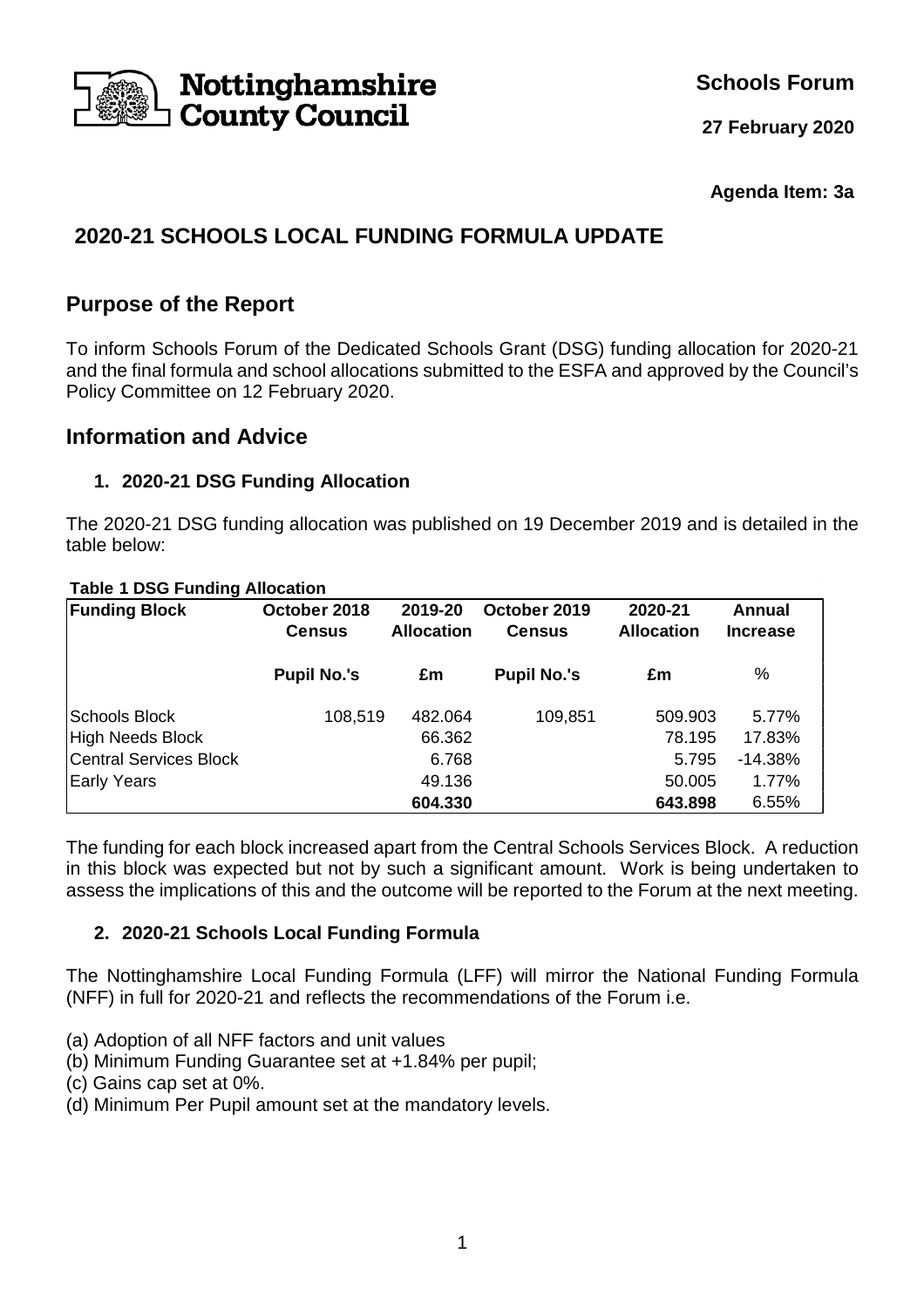Nottinghamshire County Council

**Schools Forum**

**27 February 2020**

**Agenda Item: 3a**

# 2020-21 SCHOOLS LOCAL FUNDING FORMULA UPDATE

## Purpose of the Report

To inform Schools Forum of the Dedicated Schools Grant (DSG) funding allocation for 2020-21 and the final formula and school allocations submitted to the ESFA and approved by the Council's Policy Committee on 12 February 2020.

## Information and Advice

### 1. 2020-21 DSG Funding Allocation

The 2020-21 DSG funding allocation was published on 19 December 2019 and is detailed in the table below:

**Table 1 DSG Funding Allocation**

| Funding Block | October 2018 Census | 2019-20 Allocation | October 2019 Census | 2020-21 Allocation | Annual Increase |
|---|---|---|---|---|---|
| | Pupil No.'s | £m | Pupil No.'s | £m | % |
| Schools Block | 108,519 | 482.064 | 109,851 | 509.903 | 5.77% |
| High Needs Block | | 66.362 | | 78.195 | 17.83% |
| Central Services Block | | 6.768 | | 5.795 | -14.38% |
| Early Years | | 49.136 | | 50.005 | 1.77% |
| | | **604.330** | | **643.898** | 6.55% |

The funding for each block increased apart from the Central Schools Services Block. A reduction in this block was expected but not by such a significant amount. Work is being undertaken to assess the implications of this and the outcome will be reported to the Forum at the next meeting.

### 2. 2020-21 Schools Local Funding Formula

The Nottinghamshire Local Funding Formula (LFF) will mirror the National Funding Formula (NFF) in full for 2020-21 and reflects the recommendations of the Forum i.e.

(a) Adoption of all NFF factors and unit values
(b) Minimum Funding Guarantee set at +1.84% per pupil;
(c) Gains cap set at 0%.
(d) Minimum Per Pupil amount set at the mandatory levels.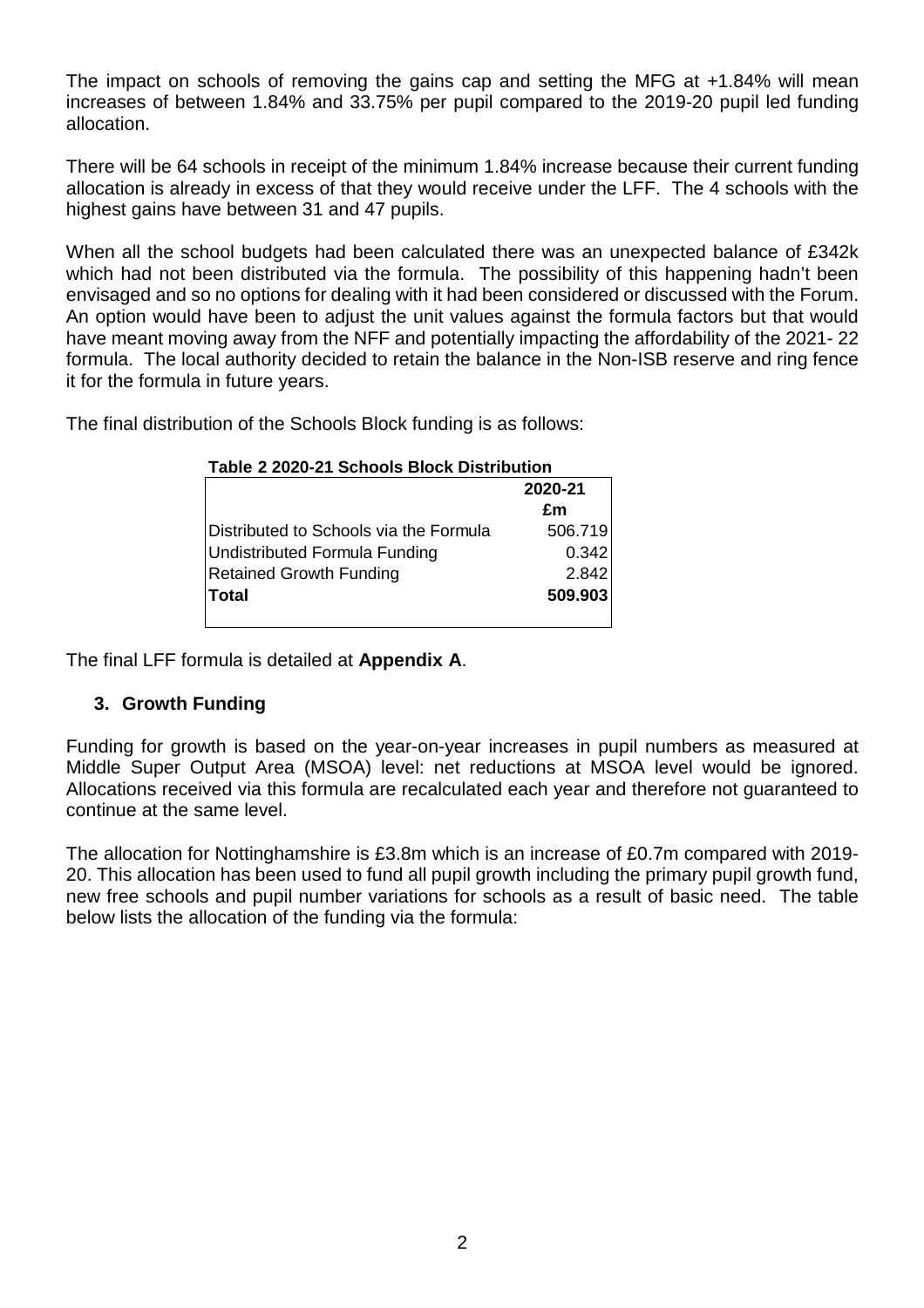The impact on schools of removing the gains cap and setting the MFG at +1.84% will mean increases of between 1.84% and 33.75% per pupil compared to the 2019-20 pupil led funding allocation.

There will be 64 schools in receipt of the minimum 1.84% increase because their current funding allocation is already in excess of that they would receive under the LFF. The 4 schools with the highest gains have between 31 and 47 pupils.

When all the school budgets had been calculated there was an unexpected balance of £342k which had not been distributed via the formula. The possibility of this happening hadn't been envisaged and so no options for dealing with it had been considered or discussed with the Forum. An option would have been to adjust the unit values against the formula factors but that would have meant moving away from the NFF and potentially impacting the affordability of the 2021- 22 formula. The local authority decided to retain the balance in the Non-ISB reserve and ring fence it for the formula in future years.

The final distribution of the Schools Block funding is as follows:

**Table 2 2020-21 Schools Block Distribution**

| | 2020-21 £m |
|---|---|
| Distributed to Schools via the Formula | 506.719 |
| Undistributed Formula Funding | 0.342 |
| Retained Growth Funding | 2.842 |
| **Total** | **509.903** |

The final LFF formula is detailed at **Appendix A**.

## 3. Growth Funding

Funding for growth is based on the year-on-year increases in pupil numbers as measured at Middle Super Output Area (MSOA) level: net reductions at MSOA level would be ignored. Allocations received via this formula are recalculated each year and therefore not guaranteed to continue at the same level.

The allocation for Nottinghamshire is £3.8m which is an increase of £0.7m compared with 2019-20. This allocation has been used to fund all pupil growth including the primary pupil growth fund, new free schools and pupil number variations for schools as a result of basic need. The table below lists the allocation of the funding via the formula: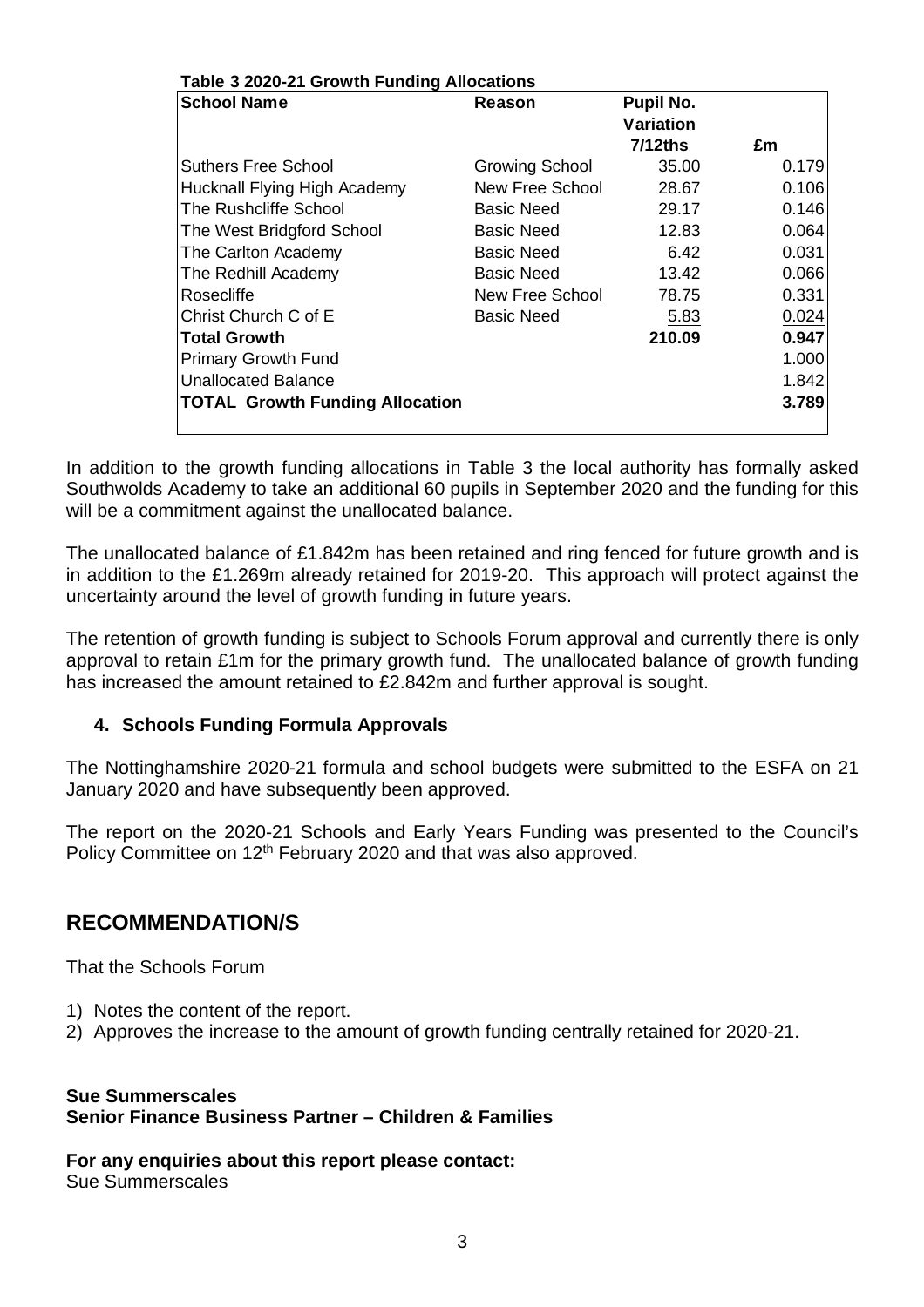**Table 3 2020-21 Growth Funding Allocations**

| School Name | Reason | Pupil No. Variation 7/12ths | £m |
|---|---|---|---|
| Suthers Free School | Growing School | 35.00 | 0.179 |
| Hucknall Flying High Academy | New Free School | 28.67 | 0.106 |
| The Rushcliffe School | Basic Need | 29.17 | 0.146 |
| The West Bridgford School | Basic Need | 12.83 | 0.064 |
| The Carlton Academy | Basic Need | 6.42 | 0.031 |
| The Redhill Academy | Basic Need | 13.42 | 0.066 |
| Rosecliffe | New Free School | 78.75 | 0.331 |
| Christ Church C of E | Basic Need | 5.83 | 0.024 |
| **Total Growth** | | **210.09** | **0.947** |
| Primary Growth Fund | | | 1.000 |
| Unallocated Balance | | | 1.842 |
| **TOTAL Growth Funding Allocation** | | | **3.789** |

In addition to the growth funding allocations in Table 3 the local authority has formally asked Southwolds Academy to take an additional 60 pupils in September 2020 and the funding for this will be a commitment against the unallocated balance.

The unallocated balance of £1.842m has been retained and ring fenced for future growth and is in addition to the £1.269m already retained for 2019-20. This approach will protect against the uncertainty around the level of growth funding in future years.

The retention of growth funding is subject to Schools Forum approval and currently there is only approval to retain £1m for the primary growth fund. The unallocated balance of growth funding has increased the amount retained to £2.842m and further approval is sought.

### 4. Schools Funding Formula Approvals

The Nottinghamshire 2020-21 formula and school budgets were submitted to the ESFA on 21 January 2020 and have subsequently been approved.

The report on the 2020-21 Schools and Early Years Funding was presented to the Council's Policy Committee on 12th February 2020 and that was also approved.

## RECOMMENDATION/S

That the Schools Forum

1) Notes the content of the report.
2) Approves the increase to the amount of growth funding centrally retained for 2020-21.

**Sue Summerscales**
**Senior Finance Business Partner – Children & Families**

**For any enquiries about this report please contact:**
Sue Summerscales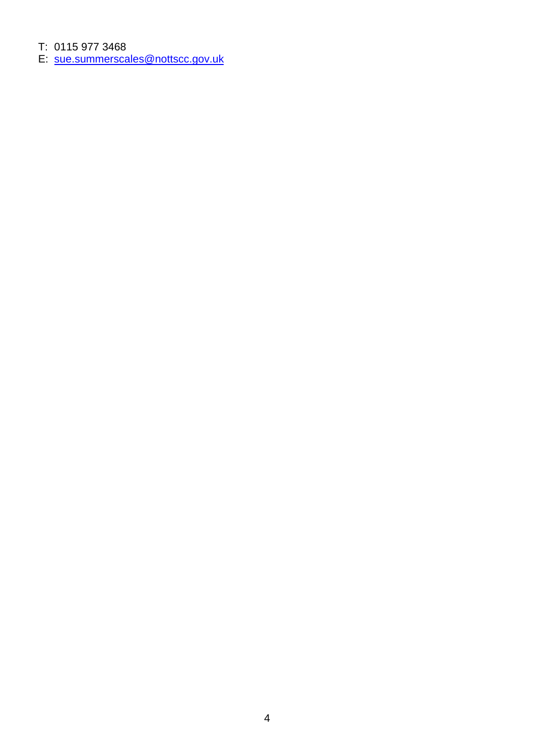T: 0115 977 3468
E: [sue.summerscales@nottscc.gov.uk](mailto:sue.summerscales@nottscc.gov.uk)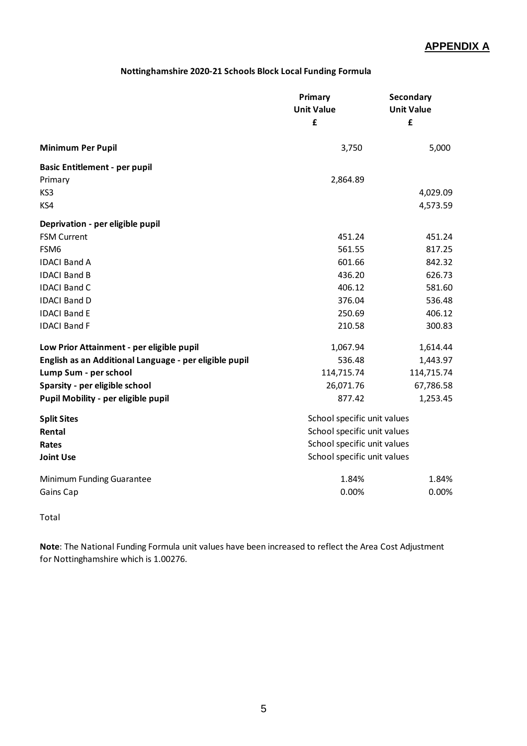**APPENDIX A**

**Nottinghamshire 2020-21 Schools Block Local Funding Formula**

| | Primary Unit Value £ | Secondary Unit Value £ |
|---|---|---|
| **Minimum Per Pupil** | 3,750 | 5,000 |
| **Basic Entitlement - per pupil** | | |
| Primary | 2,864.89 | |
| KS3 | | 4,029.09 |
| KS4 | | 4,573.59 |
| **Deprivation - per eligible pupil** | | |
| FSM Current | 451.24 | 451.24 |
| FSM6 | 561.55 | 817.25 |
| IDACI Band A | 601.66 | 842.32 |
| IDACI Band B | 436.20 | 626.73 |
| IDACI Band C | 406.12 | 581.60 |
| IDACI Band D | 376.04 | 536.48 |
| IDACI Band E | 250.69 | 406.12 |
| IDACI Band F | 210.58 | 300.83 |
| **Low Prior Attainment - per eligible pupil** | 1,067.94 | 1,614.44 |
| **English as an Additional Language - per eligible pupil** | 536.48 | 1,443.97 |
| **Lump Sum - per school** | 114,715.74 | 114,715.74 |
| **Sparsity - per eligible school** | 26,071.76 | 67,786.58 |
| **Pupil Mobility - per eligible pupil** | 877.42 | 1,253.45 |
| **Split Sites** | School specific unit values | |
| **Rental** | School specific unit values | |
| **Rates** | School specific unit values | |
| **Joint Use** | School specific unit values | |
| Minimum Funding Guarantee | 1.84% | 1.84% |
| Gains Cap | 0.00% | 0.00% |
| Total | | |

**Note**: The National Funding Formula unit values have been increased to reflect the Area Cost Adjustment for Nottinghamshire which is 1.00276.